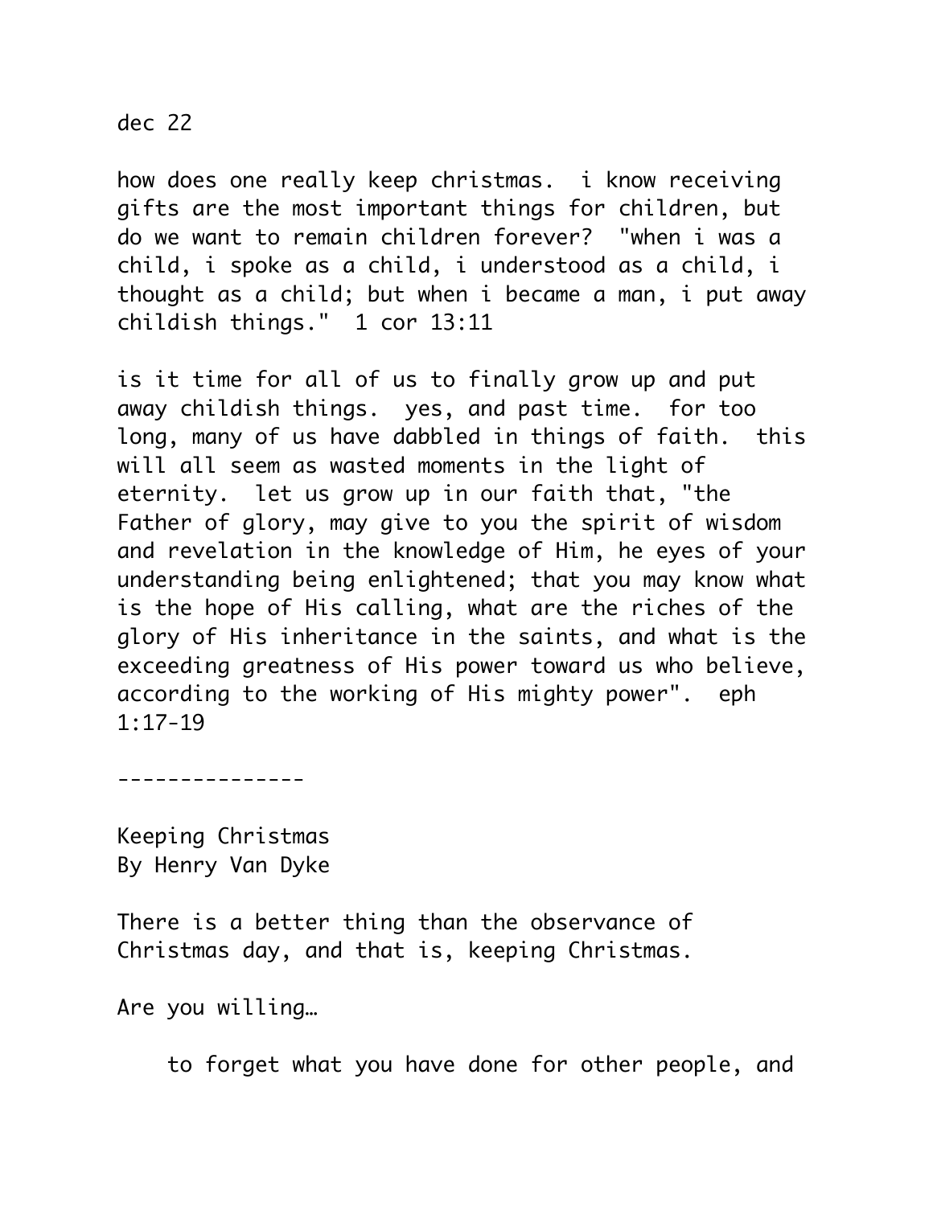dec 22

how does one really keep christmas.  i know receiving gifts are the most important things for children, but do we want to remain children forever?  "when i was a child, i spoke as a child, i understood as a child, i thought as a child; but when i became a man, i put away childish things."  1 cor 13:11

is it time for all of us to finally grow up and put away childish things.  yes, and past time.  for too long, many of us have dabbled in things of faith.  this will all seem as wasted moments in the light of eternity.  let us grow up in our faith that, "the Father of glory, may give to you the spirit of wisdom and revelation in the knowledge of Him, he eyes of your understanding being enlightened; that you may know what is the hope of His calling, what are the riches of the glory of His inheritance in the saints, and what is the exceeding greatness of His power toward us who believe, according to the working of His mighty power".  eph 1:17-19

---------------

Keeping Christmas
By Henry Van Dyke

There is a better thing than the observance of Christmas day, and that is, keeping Christmas.

Are you willing…

    to forget what you have done for other people, and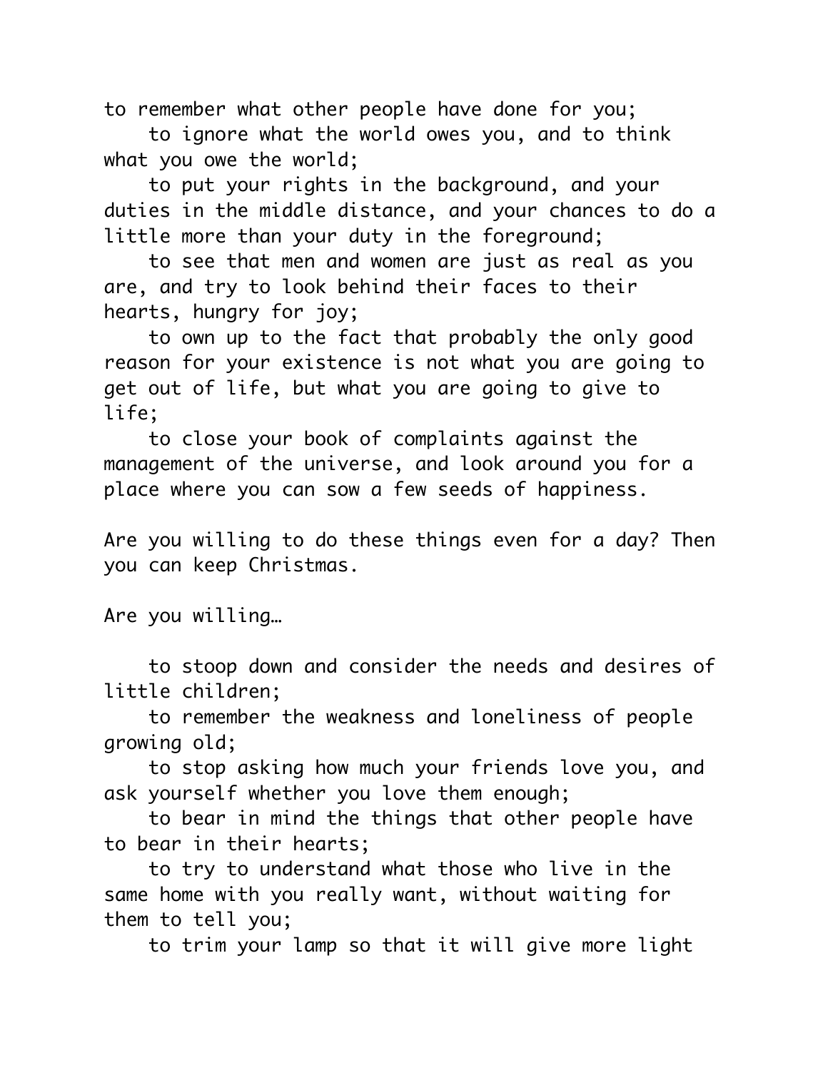to remember what other people have done for you;

to ignore what the world owes you, and to think what you owe the world;

to put your rights in the background, and your duties in the middle distance, and your chances to do a little more than your duty in the foreground;

to see that men and women are just as real as you are, and try to look behind their faces to their hearts, hungry for joy;

to own up to the fact that probably the only good reason for your existence is not what you are going to get out of life, but what you are going to give to life;

to close your book of complaints against the management of the universe, and look around you for a place where you can sow a few seeds of happiness.

Are you willing to do these things even for a day? Then you can keep Christmas.

Are you willing…

to stoop down and consider the needs and desires of little children;

to remember the weakness and loneliness of people growing old;

to stop asking how much your friends love you, and ask yourself whether you love them enough;

to bear in mind the things that other people have to bear in their hearts;

to try to understand what those who live in the same home with you really want, without waiting for them to tell you;

to trim your lamp so that it will give more light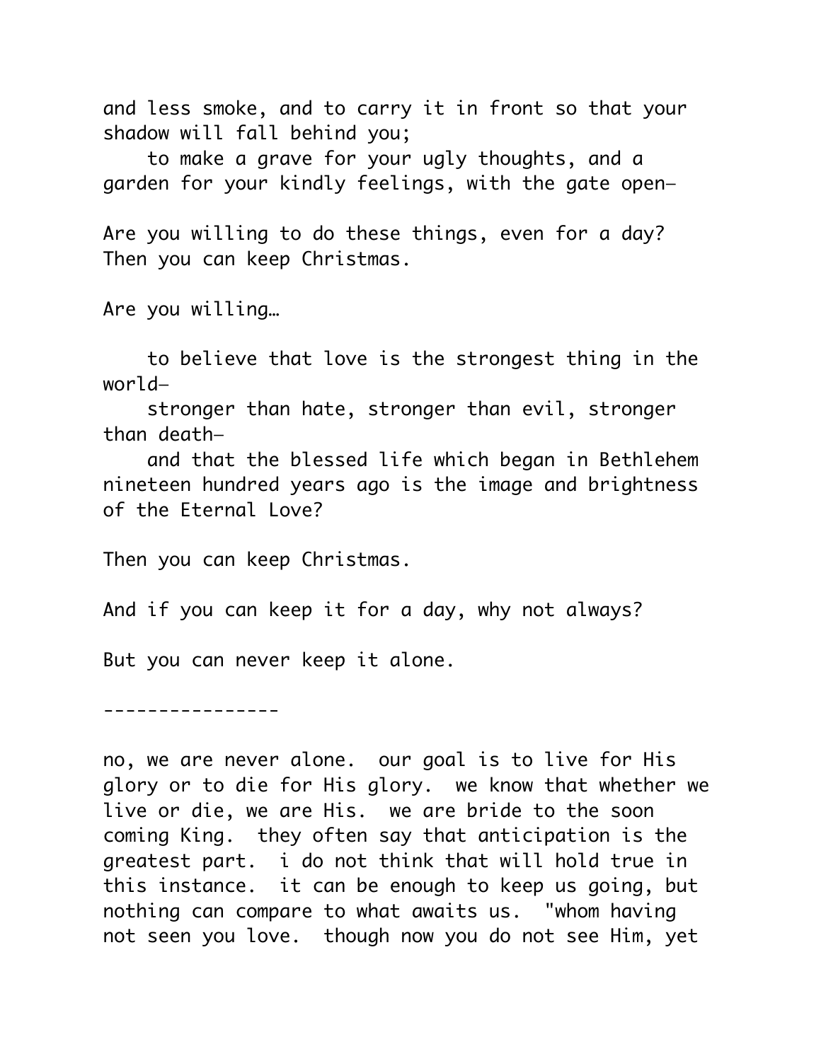and less smoke, and to carry it in front so that your shadow will fall behind you;

to make a grave for your ugly thoughts, and a garden for your kindly feelings, with the gate open—

Are you willing to do these things, even for a day? Then you can keep Christmas.

Are you willing…

to believe that love is the strongest thing in the world—

stronger than hate, stronger than evil, stronger than death—

and that the blessed life which began in Bethlehem nineteen hundred years ago is the image and brightness of the Eternal Love?

Then you can keep Christmas.

And if you can keep it for a day, why not always?

But you can never keep it alone.

----------------

no, we are never alone. our goal is to live for His glory or to die for His glory. we know that whether we live or die, we are His. we are bride to the soon coming King. they often say that anticipation is the greatest part. i do not think that will hold true in this instance. it can be enough to keep us going, but nothing can compare to what awaits us. "whom having not seen you love. though now you do not see Him, yet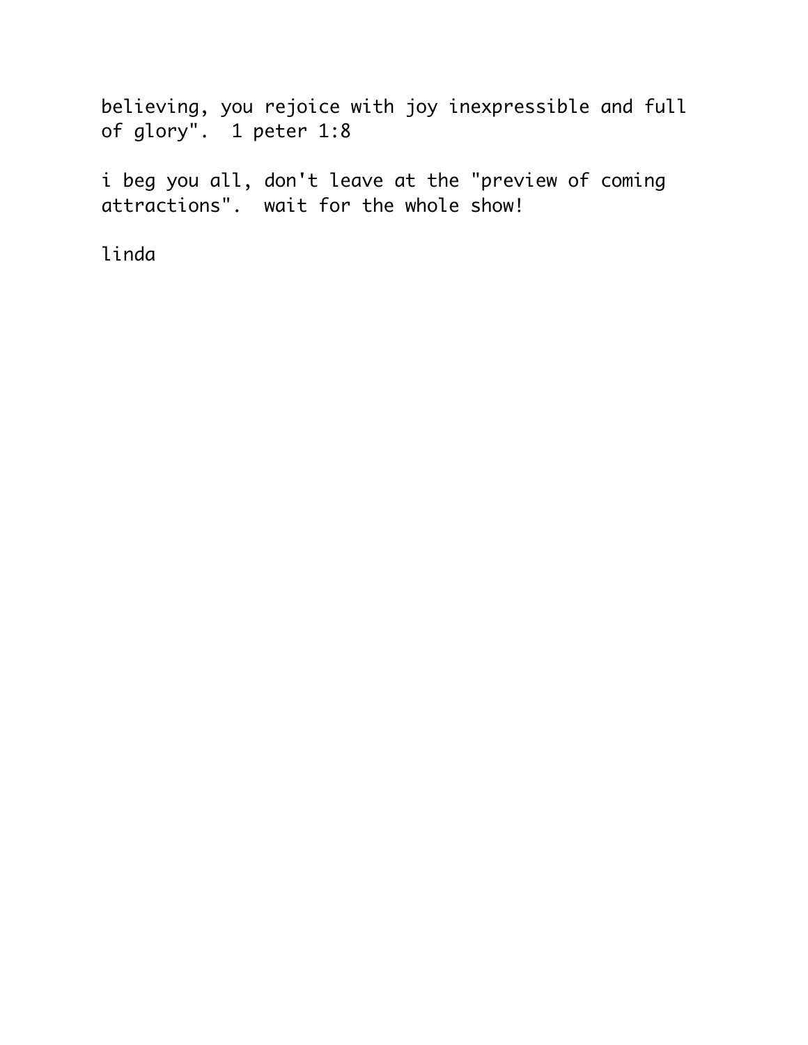believing, you rejoice with joy inexpressible and full of glory". 1 peter 1:8

i beg you all, don't leave at the "preview of coming attractions". wait for the whole show!

linda